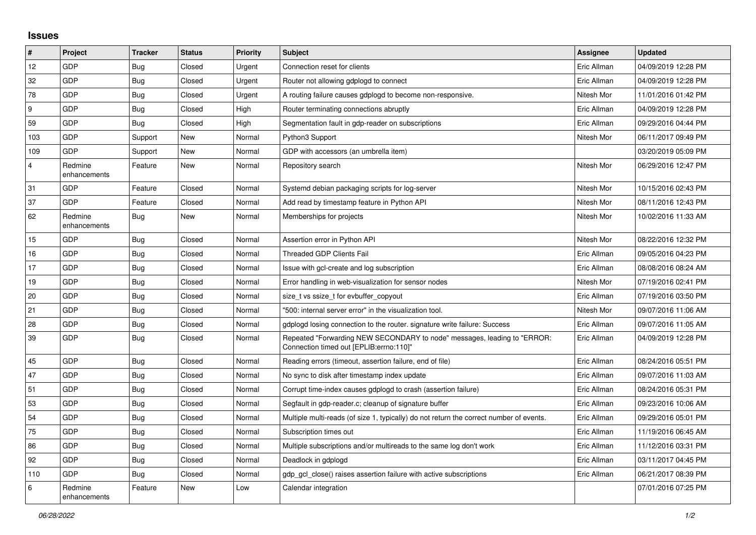## Issues

| # | Project | Tracker | Status | Priority | Subject | Assignee | Updated |
|---|---|---|---|---|---|---|---|
| 12 | GDP | Bug | Closed | Urgent | Connection reset for clients | Eric Allman | 04/09/2019 12:28 PM |
| 32 | GDP | Bug | Closed | Urgent | Router not allowing gdplogd to connect | Eric Allman | 04/09/2019 12:28 PM |
| 78 | GDP | Bug | Closed | Urgent | A routing failure causes gdplogd to become non-responsive. | Nitesh Mor | 11/01/2016 01:42 PM |
| 9 | GDP | Bug | Closed | High | Router terminating connections abruptly | Eric Allman | 04/09/2019 12:28 PM |
| 59 | GDP | Bug | Closed | High | Segmentation fault in gdp-reader on subscriptions | Eric Allman | 09/29/2016 04:44 PM |
| 103 | GDP | Support | New | Normal | Python3 Support | Nitesh Mor | 06/11/2017 09:49 PM |
| 109 | GDP | Support | New | Normal | GDP with accessors (an umbrella item) | | 03/20/2019 05:09 PM |
| 4 | Redmine enhancements | Feature | New | Normal | Repository search | Nitesh Mor | 06/29/2016 12:47 PM |
| 31 | GDP | Feature | Closed | Normal | Systemd debian packaging scripts for log-server | Nitesh Mor | 10/15/2016 02:43 PM |
| 37 | GDP | Feature | Closed | Normal | Add read by timestamp feature in Python API | Nitesh Mor | 08/11/2016 12:43 PM |
| 62 | Redmine enhancements | Bug | New | Normal | Memberships for projects | Nitesh Mor | 10/02/2016 11:33 AM |
| 15 | GDP | Bug | Closed | Normal | Assertion error in Python API | Nitesh Mor | 08/22/2016 12:32 PM |
| 16 | GDP | Bug | Closed | Normal | Threaded GDP Clients Fail | Eric Allman | 09/05/2016 04:23 PM |
| 17 | GDP | Bug | Closed | Normal | Issue with gcl-create and log subscription | Eric Allman | 08/08/2016 08:24 AM |
| 19 | GDP | Bug | Closed | Normal | Error handling in web-visualization for sensor nodes | Nitesh Mor | 07/19/2016 02:41 PM |
| 20 | GDP | Bug | Closed | Normal | size_t vs ssize_t for evbuffer_copyout | Eric Allman | 07/19/2016 03:50 PM |
| 21 | GDP | Bug | Closed | Normal | "500: internal server error" in the visualization tool. | Nitesh Mor | 09/07/2016 11:06 AM |
| 28 | GDP | Bug | Closed | Normal | gdplogd losing connection to the router. signature write failure: Success | Eric Allman | 09/07/2016 11:05 AM |
| 39 | GDP | Bug | Closed | Normal | Repeated "Forwarding NEW SECONDARY to node" messages, leading to "ERROR: Connection timed out [EPLIB:errno:110]" | Eric Allman | 04/09/2019 12:28 PM |
| 45 | GDP | Bug | Closed | Normal | Reading errors (timeout, assertion failure, end of file) | Eric Allman | 08/24/2016 05:51 PM |
| 47 | GDP | Bug | Closed | Normal | No sync to disk after timestamp index update | Eric Allman | 09/07/2016 11:03 AM |
| 51 | GDP | Bug | Closed | Normal | Corrupt time-index causes gdplogd to crash (assertion failure) | Eric Allman | 08/24/2016 05:31 PM |
| 53 | GDP | Bug | Closed | Normal | Segfault in gdp-reader.c; cleanup of signature buffer | Eric Allman | 09/23/2016 10:06 AM |
| 54 | GDP | Bug | Closed | Normal | Multiple multi-reads (of size 1, typically) do not return the correct number of events. | Eric Allman | 09/29/2016 05:01 PM |
| 75 | GDP | Bug | Closed | Normal | Subscription times out | Eric Allman | 11/19/2016 06:45 AM |
| 86 | GDP | Bug | Closed | Normal | Multiple subscriptions and/or multireads to the same log don't work | Eric Allman | 11/12/2016 03:31 PM |
| 92 | GDP | Bug | Closed | Normal | Deadlock in gdplogd | Eric Allman | 03/11/2017 04:45 PM |
| 110 | GDP | Bug | Closed | Normal | gdp_gcl_close() raises assertion failure with active subscriptions | Eric Allman | 06/21/2017 08:39 PM |
| 6 | Redmine enhancements | Feature | New | Low | Calendar integration | | 07/01/2016 07:25 PM |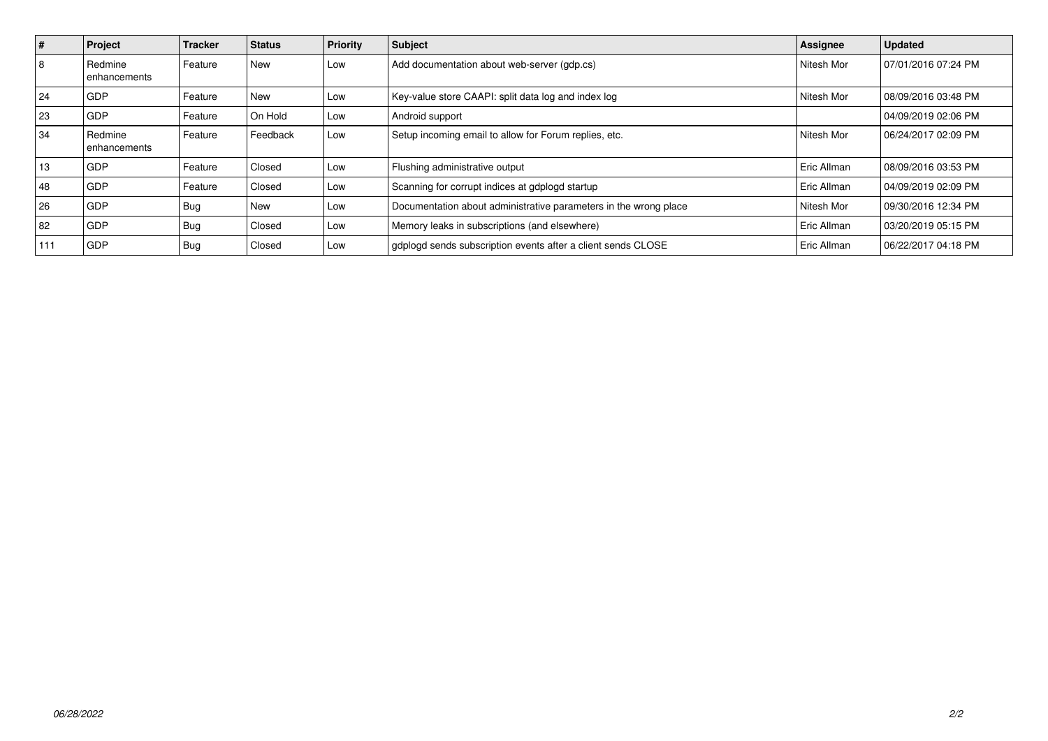| # | Project | Tracker | Status | Priority | Subject | Assignee | Updated |
|---|---|---|---|---|---|---|---|
| 8 | Redmine enhancements | Feature | New | Low | Add documentation about web-server (gdp.cs) | Nitesh Mor | 07/01/2016 07:24 PM |
| 24 | GDP | Feature | New | Low | Key-value store CAAPI: split data log and index log | Nitesh Mor | 08/09/2016 03:48 PM |
| 23 | GDP | Feature | On Hold | Low | Android support | | 04/09/2019 02:06 PM |
| 34 | Redmine enhancements | Feature | Feedback | Low | Setup incoming email to allow for Forum replies, etc. | Nitesh Mor | 06/24/2017 02:09 PM |
| 13 | GDP | Feature | Closed | Low | Flushing administrative output | Eric Allman | 08/09/2016 03:53 PM |
| 48 | GDP | Feature | Closed | Low | Scanning for corrupt indices at gdplogd startup | Eric Allman | 04/09/2019 02:09 PM |
| 26 | GDP | Bug | New | Low | Documentation about administrative parameters in the wrong place | Nitesh Mor | 09/30/2016 12:34 PM |
| 82 | GDP | Bug | Closed | Low | Memory leaks in subscriptions (and elsewhere) | Eric Allman | 03/20/2019 05:15 PM |
| 111 | GDP | Bug | Closed | Low | gdplogd sends subscription events after a client sends CLOSE | Eric Allman | 06/22/2017 04:18 PM |